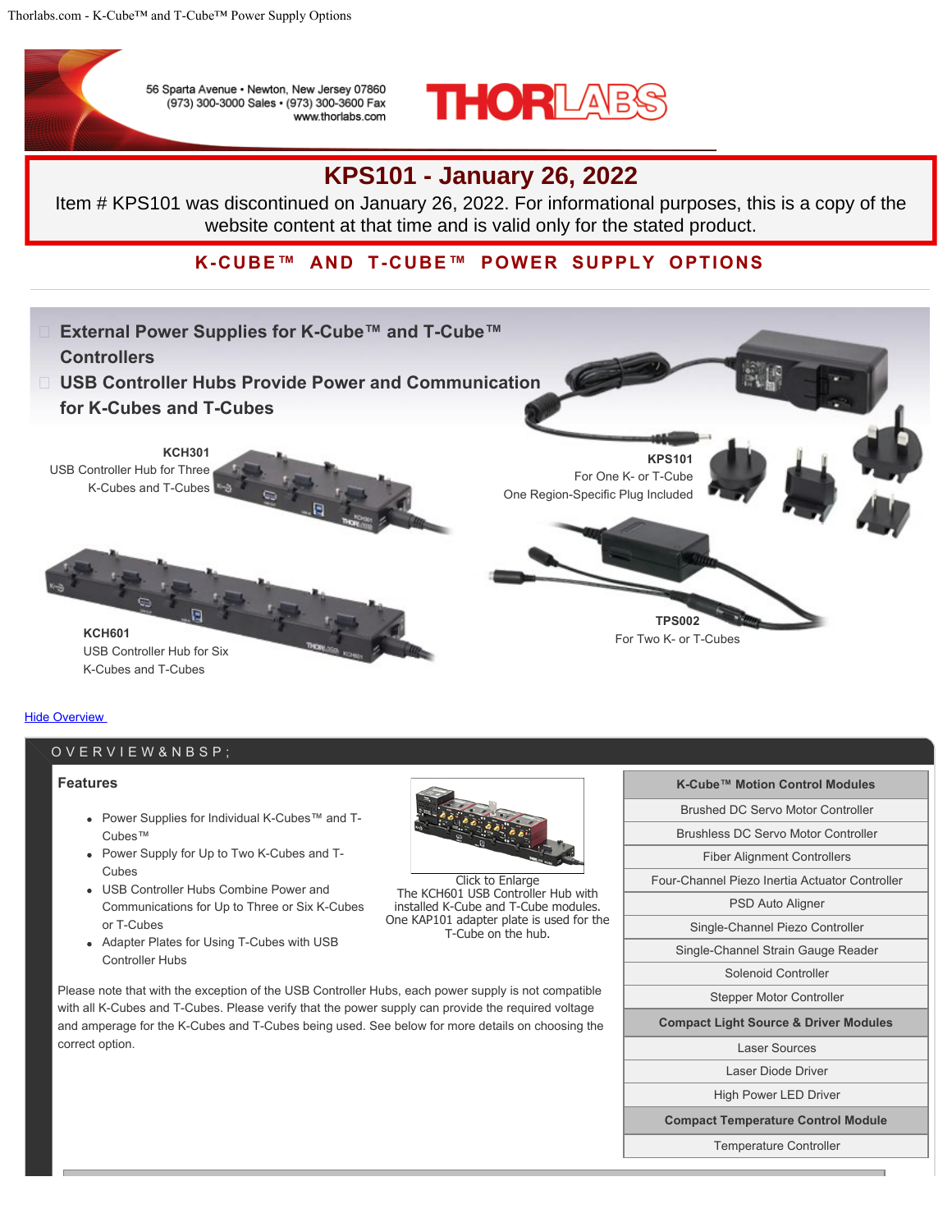56 Sparta Avenue • Newton, New Jersey 07860
(973) 300-3000 Sales • (973) 300-3600 Fax
www.thorlabs.com

# KPS101 - January 26, 2022

Item # KPS101 was discontinued on January 26, 2022. For informational purposes, this is a copy of the website content at that time and is valid only for the stated product.

## K-CUBE™ AND T-CUBE™ POWER SUPPLY OPTIONS

- External Power Supplies for K-Cube™ and T-Cube™ Controllers
- USB Controller Hubs Provide Power and Communication for K-Cubes and T-Cubes

**KCH301**
USB Controller Hub for Three K-Cubes and T-Cubes

**KPS101**
For One K- or T-Cube
One Region-Specific Plug Included

**KCH601**
USB Controller Hub for Six K-Cubes and T-Cubes

**TPS002**
For Two K- or T-Cubes

Hide Overview

## OVERVIEW

### Features

- Power Supplies for Individual K-Cubes™ and T-Cubes™
- Power Supply for Up to Two K-Cubes and T-Cubes
- USB Controller Hubs Combine Power and Communications for Up to Three or Six K-Cubes or T-Cubes
- Adapter Plates for Using T-Cubes with USB Controller Hubs

Click to Enlarge
The KCH601 USB Controller Hub with installed K-Cube and T-Cube modules. One KAP101 adapter plate is used for the T-Cube on the hub.

Please note that with the exception of the USB Controller Hubs, each power supply is not compatible with all K-Cubes and T-Cubes. Please verify that the power supply can provide the required voltage and amperage for the K-Cubes and T-Cubes being used. See below for more details on choosing the correct option.

| K-Cube™ Motion Control Modules |
|---|
| Brushed DC Servo Motor Controller |
| Brushless DC Servo Motor Controller |
| Fiber Alignment Controllers |
| Four-Channel Piezo Inertia Actuator Controller |
| PSD Auto Aligner |
| Single-Channel Piezo Controller |
| Single-Channel Strain Gauge Reader |
| Solenoid Controller |
| Stepper Motor Controller |
| **Compact Light Source & Driver Modules** |
| Laser Sources |
| Laser Diode Driver |
| High Power LED Driver |
| **Compact Temperature Control Module** |
| Temperature Controller |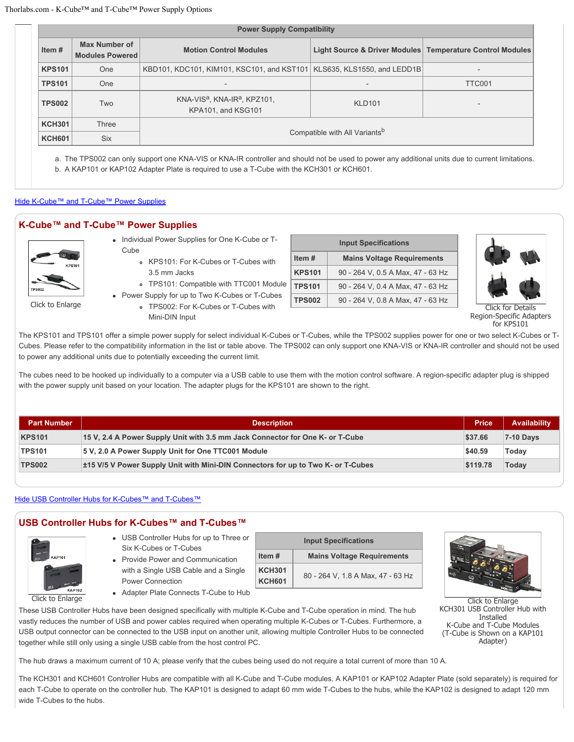| Power Supply Compatibility | | | | |
|---|---|---|---|---|
| Item # | Max Number of Modules Powered | Motion Control Modules | Light Source & Driver Modules | Temperature Control Modules |
| KPS101 | One | KBD101, KDC101, KIM101, KSC101, and KST101 | KLS635, KLS1550, and LEDD1B | - |
| TPS101 | One | - | - | TTC001 |
| TPS002 | Two | KNA-VIS[a], KNA-IR[a], KPZ101, KPA101, and KSG101 | KLD101 | - |
| KCH301 | Three | Compatible with All Variants[b] | | |
| KCH601 | Six | | | |

a. The TPS002 can only support one KNA-VIS or KNA-IR controller and should not be used to power any additional units due to current limitations.
b. A KAP101 or KAP102 Adapter Plate is required to use a T-Cube with the KCH301 or KCH601.

Hide K-Cube™ and T-Cube™ Power Supplies

## K-Cube™ and T-Cube™ Power Supplies

Click to Enlarge

- Individual Power Supplies for One K-Cube or T-Cube
  - KPS101: For K-Cubes or T-Cubes with 3.5 mm Jacks
  - TPS101: Compatible with TTC001 Module
- Power Supply for up to Two K-Cubes or T-Cubes
  - TPS002: For K-Cubes or T-Cubes with Mini-DIN Input

| Input Specifications | |
|---|---|
| Item # | Mains Voltage Requirements |
| KPS101 | 90 - 264 V, 0.5 A Max, 47 - 63 Hz |
| TPS101 | 90 - 264 V, 0.4 A Max, 47 - 63 Hz |
| TPS002 | 90 - 264 V, 0.8 A Max, 47 - 63 Hz |

Click for Details
Region-Specific Adapters for KPS101

The KPS101 and TPS101 offer a simple power supply for select individual K-Cubes or T-Cubes, while the TPS002 supplies power for one or two select K-Cubes or T-Cubes. Please refer to the compatibility information in the list or table above. The TPS002 can only support one KNA-VIS or KNA-IR controller and should not be used to power any additional units due to potentially exceeding the current limit.

The cubes need to be hooked up individually to a computer via a USB cable to use them with the motion control software. A region-specific adapter plug is shipped with the power supply unit based on your location. The adapter plugs for the KPS101 are shown to the right.

| Part Number | Description | Price | Availability |
|---|---|---|---|
| **KPS101** | **15 V, 2.4 A Power Supply Unit with 3.5 mm Jack Connector for One K- or T-Cube** | **$37.66** | **7-10 Days** |
| **TPS101** | **5 V, 2.0 A Power Supply Unit for One TTC001 Module** | **$40.59** | **Today** |
| **TPS002** | **±15 V/5 V Power Supply Unit with Mini-DIN Connectors for up to Two K- or T-Cubes** | **$119.78** | **Today** |

Hide USB Controller Hubs for K-Cubes™ and T-Cubes™

## USB Controller Hubs for K-Cubes™ and T-Cubes™

Click to Enlarge

- USB Controller Hubs for up to Three or Six K-Cubes or T-Cubes
- Provide Power and Communication with a Single USB Cable and a Single Power Connection
- Adapter Plate Connects T-Cube to Hub

| Input Specifications | |
|---|---|
| Item # | Mains Voltage Requirements |
| KCH301<br>KCH601 | 80 - 264 V, 1.8 A Max, 47 - 63 Hz |

Click to Enlarge
KCH301 USB Controller Hub with Installed K-Cube and T-Cube Modules (T-Cube is Shown on a KAP101 Adapter)

These USB Controller Hubs have been designed specifically with multiple K-Cube and T-Cube operation in mind. The hub vastly reduces the number of USB and power cables required when operating multiple K-Cubes or T-Cubes. Furthermore, a USB output connector can be connected to the USB input on another unit, allowing multiple Controller Hubs to be connected together while still only using a single USB cable from the host control PC.

The hub draws a maximum current of 10 A; please verify that the cubes being used do not require a total current of more than 10 A.

The KCH301 and KCH601 Controller Hubs are compatible with all K-Cube and T-Cube modules. A KAP101 or KAP102 Adapter Plate (sold separately) is required for each T-Cube to operate on the controller hub. The KAP101 is designed to adapt 60 mm wide T-Cubes to the hubs, while the KAP102 is designed to adapt 120 mm wide T-Cubes to the hubs.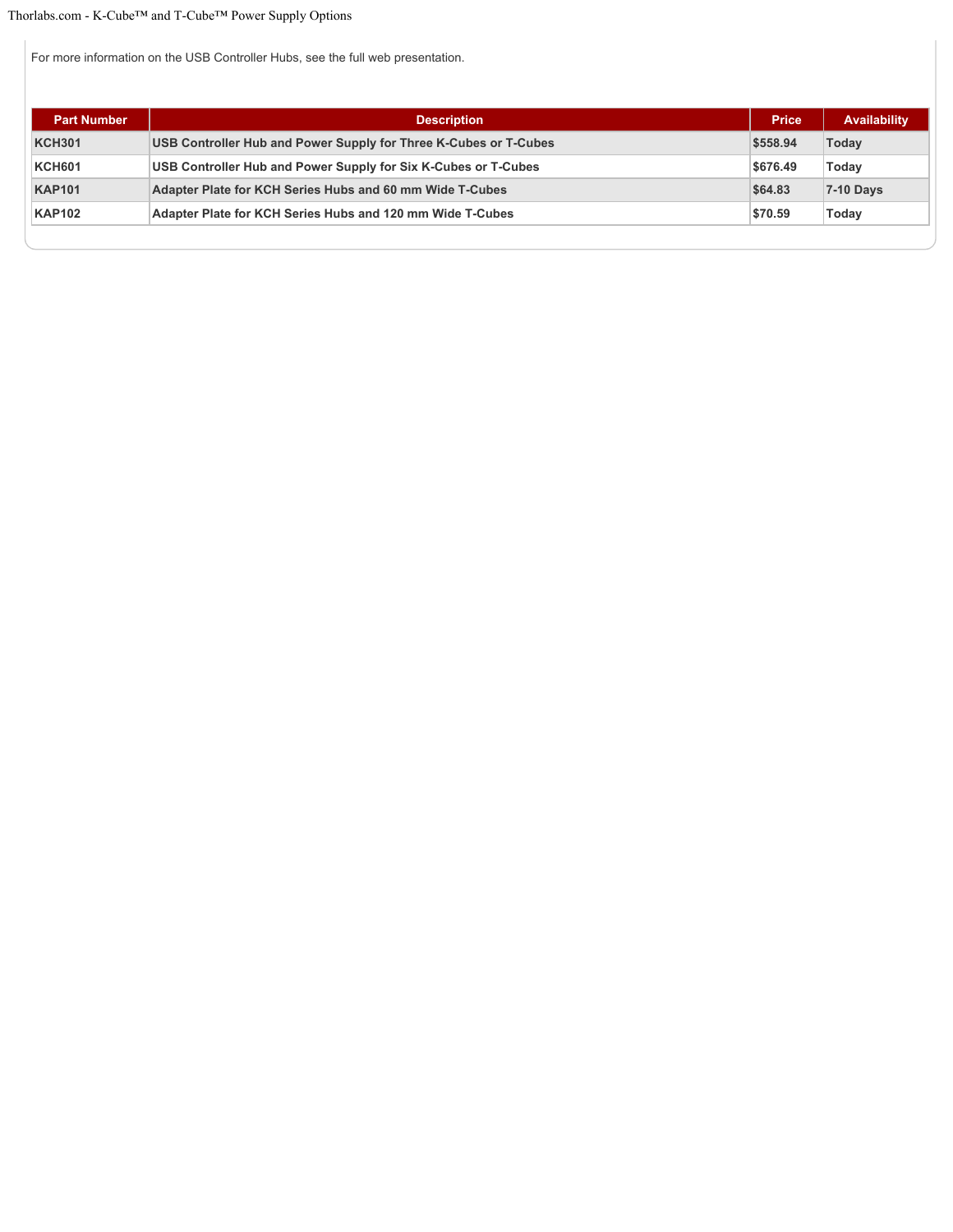For more information on the USB Controller Hubs, see the full web presentation.

| Part Number | Description | Price | Availability |
| --- | --- | --- | --- |
| KCH301 | USB Controller Hub and Power Supply for Three K-Cubes or T-Cubes | $558.94 | Today |
| KCH601 | USB Controller Hub and Power Supply for Six K-Cubes or T-Cubes | $676.49 | Today |
| KAP101 | Adapter Plate for KCH Series Hubs and 60 mm Wide T-Cubes | $64.83 | 7-10 Days |
| KAP102 | Adapter Plate for KCH Series Hubs and 120 mm Wide T-Cubes | $70.59 | Today |